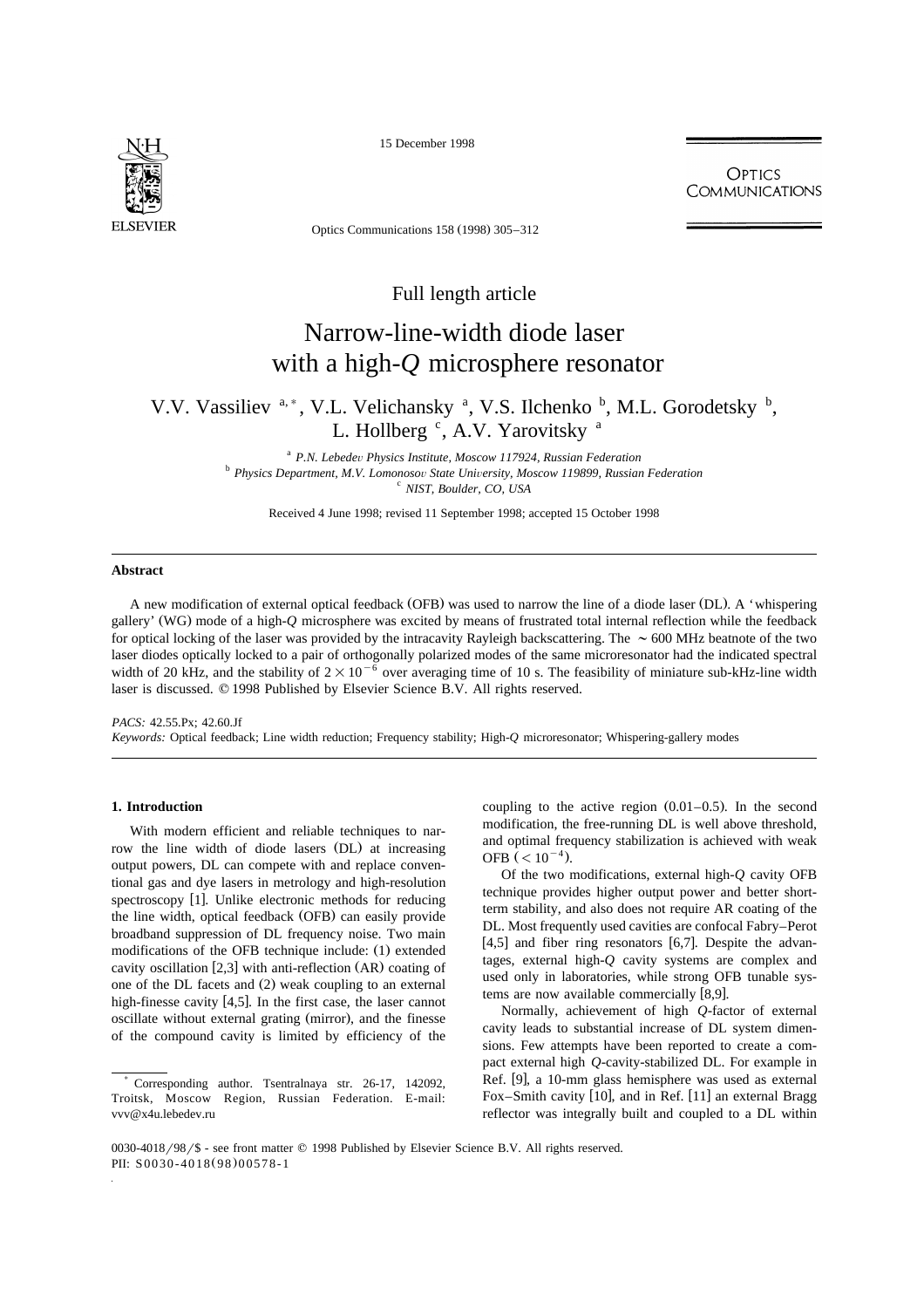Full length article

# Narrow-line-width diode laser with a high-$Q$ microsphere resonator

V.V. Vassiliev [a,*], V.L. Velichansky [a], V.S. Ilchenko [b], M.L. Gorodetsky [b], L. Hollberg [c], A.V. Yarovitsky [a]

[a] P.N. Lebedev Physics Institute, Moscow 117924, Russian Federation
[b] Physics Department, M.V. Lomonosov State University, Moscow 119899, Russian Federation
[c] NIST, Boulder, CO, USA

Received 4 June 1998; revised 11 September 1998; accepted 15 October 1998

## Abstract

A new modification of external optical feedback (OFB) was used to narrow the line of a diode laser (DL). A 'whispering gallery' (WG) mode of a high-$Q$ microsphere was excited by means of frustrated total internal reflection while the feedback for optical locking of the laser was provided by the intracavity Rayleigh backscattering. The $\sim 600$ MHz beatnote of the two laser diodes optically locked to a pair of orthogonally polarized modes of the same microresonator had the indicated spectral width of 20 kHz, and the stability of $2 \times 10^{-6}$ over averaging time of 10 s. The feasibility of miniature sub-kHz-line width laser is discussed. © 1998 Published by Elsevier Science B.V. All rights reserved.

*PACS:* 42.55.Px; 42.60.Jf
*Keywords:* Optical feedback; Line width reduction; Frequency stability; High-$Q$ microresonator; Whispering-gallery modes

## 1. Introduction

With modern efficient and reliable techniques to narrow the line width of diode lasers (DL) at increasing output powers, DL can compete with and replace conventional gas and dye lasers in metrology and high-resolution spectroscopy [1]. Unlike electronic methods for reducing the line width, optical feedback (OFB) can easily provide broadband suppression of DL frequency noise. Two main modifications of the OFB technique include: (1) extended cavity oscillation [2,3] with anti-reflection (AR) coating of one of the DL facets and (2) weak coupling to an external high-finesse cavity [4,5]. In the first case, the laser cannot oscillate without external grating (mirror), and the finesse of the compound cavity is limited by efficiency of the coupling to the active region (0.01–0.5). In the second modification, the free-running DL is well above threshold, and optimal frequency stabilization is achieved with weak OFB ($< 10^{-4}$).

Of the two modifications, external high-$Q$ cavity OFB technique provides higher output power and better short-term stability, and also does not require AR coating of the DL. Most frequently used cavities are confocal Fabry–Perot [4,5] and fiber ring resonators [6,7]. Despite the advantages, external high-$Q$ cavity systems are complex and used only in laboratories, while strong OFB tunable systems are now available commercially [8,9].

Normally, achievement of high $Q$-factor of external cavity leads to substantial increase of DL system dimensions. Few attempts have been reported to create a compact external high $Q$-cavity-stabilized DL. For example in Ref. [9], a 10-mm glass hemisphere was used as external Fox–Smith cavity [10], and in Ref. [11] an external Bragg reflector was integrally built and coupled to a DL within

---

[*] Corresponding author. Tsentralnaya str. 26-17, 142092, Troitsk, Moscow Region, Russian Federation. E-mail: vvv@x4u.lebedev.ru

0030-4018/98/$ - see front matter © 1998 Published by Elsevier Science B.V. All rights reserved.
PII: S0030-4018(98)00578-1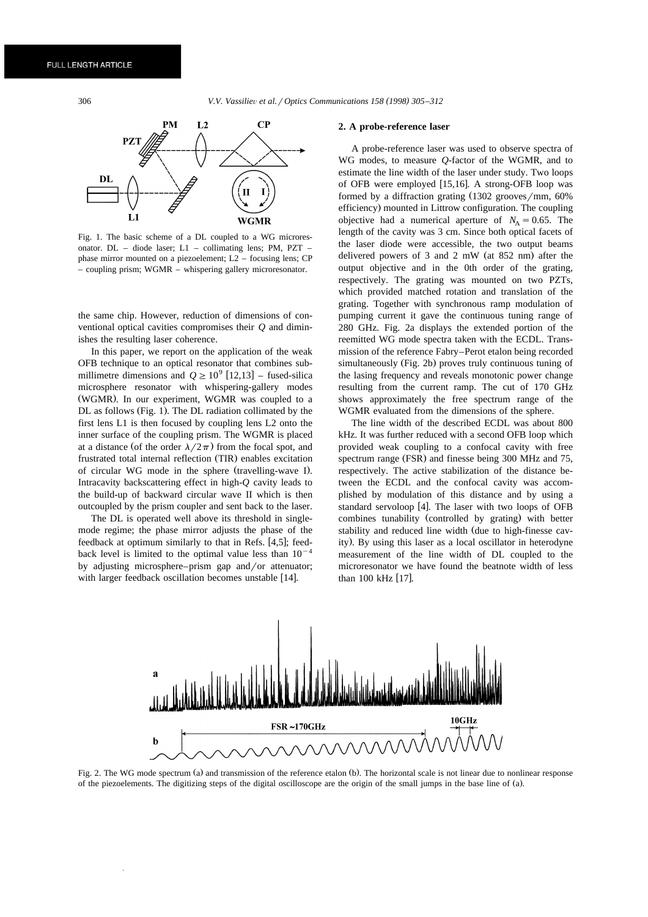Fig. 1. The basic scheme of a DL coupled to a WG microresonator. DL – diode laser; L1 – collimating lens; PM, PZT – phase mirror mounted on a piezoelement; L2 – focusing lens; CP – coupling prism; WGMR – whispering gallery microresonator.

the same chip. However, reduction of dimensions of conventional optical cavities compromises their $Q$ and diminishes the resulting laser coherence.

In this paper, we report on the application of the weak OFB technique to an optical resonator that combines submillimetre dimensions and $Q \geq 10^9$ [12,13] – fused-silica microsphere resonator with whispering-gallery modes (WGMR). In our experiment, WGMR was coupled to a DL as follows (Fig. 1). The DL radiation collimated by the first lens L1 is then focused by coupling lens L2 onto the inner surface of the coupling prism. The WGMR is placed at a distance (of the order $\lambda/2\pi$) from the focal spot, and frustrated total internal reflection (TIR) enables excitation of circular WG mode in the sphere (travelling-wave I). Intracavity backscattering effect in high-$Q$ cavity leads to the build-up of backward circular wave II which is then outcoupled by the prism coupler and sent back to the laser.

The DL is operated well above its threshold in single-mode regime; the phase mirror adjusts the phase of the feedback at optimum similarly to that in Refs. [4,5]; feedback level is limited to the optimal value less than $10^{-4}$ by adjusting microsphere–prism gap and/or attenuator; with larger feedback oscillation becomes unstable [14].

## 2. A probe-reference laser

A probe-reference laser was used to observe spectra of WG modes, to measure $Q$-factor of the WGMR, and to estimate the line width of the laser under study. Two loops of OFB were employed [15,16]. A strong-OFB loop was formed by a diffraction grating (1302 grooves/mm, 60% efficiency) mounted in Littrow configuration. The coupling objective had a numerical aperture of $N_A = 0.65$. The length of the cavity was 3 cm. Since both optical facets of the laser diode were accessible, the two output beams delivered powers of 3 and 2 mW (at 852 nm) after the output objective and in the 0th order of the grating, respectively. The grating was mounted on two PZTs, which provided matched rotation and translation of the grating. Together with synchronous ramp modulation of pumping current it gave the continuous tuning range of 280 GHz. Fig. 2a displays the extended portion of the reemitted WG mode spectra taken with the ECDL. Transmission of the reference Fabry–Perot etalon being recorded simultaneously (Fig. 2b) proves truly continuous tuning of the lasing frequency and reveals monotonic power change resulting from the current ramp. The cut of 170 GHz shows approximately the free spectrum range of the WGMR evaluated from the dimensions of the sphere.

The line width of the described ECDL was about 800 kHz. It was further reduced with a second OFB loop which provided weak coupling to a confocal cavity with free spectrum range (FSR) and finesse being 300 MHz and 75, respectively. The active stabilization of the distance between the ECDL and the confocal cavity was accomplished by modulation of this distance and by using a standard servoloop [4]. The laser with two loops of OFB combines tunability (controlled by grating) with better stability and reduced line width (due to high-finesse cavity). By using this laser as a local oscillator in heterodyne measurement of the line width of DL coupled to the microresonator we have found the beatnote width of less than 100 kHz [17].

Fig. 2. The WG mode spectrum (a) and transmission of the reference etalon (b). The horizontal scale is not linear due to nonlinear response of the piezoelements. The digitizing steps of the digital oscilloscope are the origin of the small jumps in the base line of (a).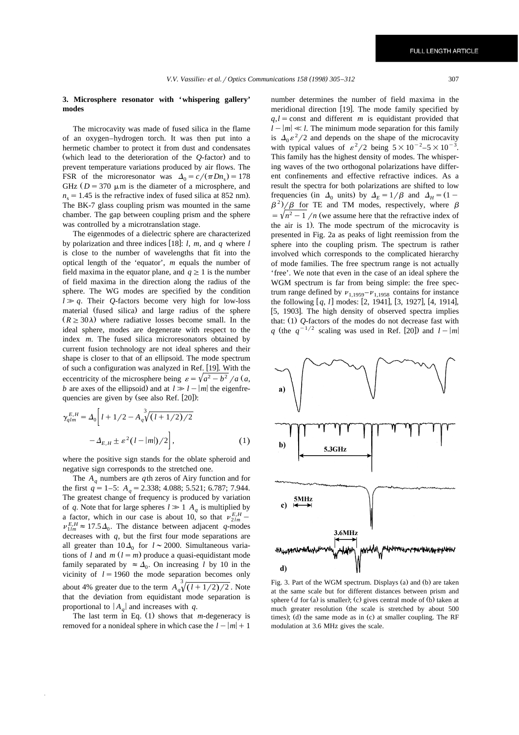## 3. Microsphere resonator with 'whispering gallery' modes

The microcavity was made of fused silica in the flame of an oxygen–hydrogen torch. It was then put into a hermetic chamber to protect it from dust and condensates (which lead to the deterioration of the $Q$-factor) and to prevent temperature variations produced by air flows. The FSR of the microresonator was $\Delta_0 = c/(\pi D n_s) = 178$ GHz ($D = 370$ μm is the diameter of a microsphere, and $n_s = 1.45$ is the refractive index of fused silica at 852 nm). The BK-7 glass coupling prism was mounted in the same chamber. The gap between coupling prism and the sphere was controlled by a microtranslation stage.

The eigenmodes of a dielectric sphere are characterized by polarization and three indices [18]: $l$, $m$, and $q$ where $l$ is close to the number of wavelengths that fit into the optical length of the 'equator', $m$ equals the number of field maxima in the equator plane, and $q \geq 1$ is the number of field maxima in the direction along the radius of the sphere. The WG modes are specified by the condition $l \gg q$. Their $Q$-factors become very high for low-loss material (fused silica) and large radius of the sphere ($R \geq 30\lambda$) where radiative losses become small. In the ideal sphere, modes are degenerate with respect to the index $m$. The fused silica microresonators obtained by current fusion technology are not ideal spheres and their shape is closer to that of an ellipsoid. The mode spectrum of such a configuration was analyzed in Ref. [19]. With the eccentricity of the microsphere being $\varepsilon = \sqrt{a^2 - b^2}/a$ ($a$, $b$ are axes of the ellipsoid) and at $l \gg l - |m|$ the eigenfrequencies are given by (see also Ref. [20]):

$$\gamma_{qlm}^{E,H} = \Delta_0 \left[ l + 1/2 - A_q \sqrt[3]{(l+1/2)/2} - \Delta_{E,H} \pm \varepsilon^2 (l - |m|)/2 \right], \tag{1}$$

where the positive sign stands for the oblate spheroid and negative sign corresponds to the stretched one.

The $A_q$ numbers are $q$th zeros of Airy function and for the first $q = 1$–5: $A_q = 2.338$; 4.088; 5.521; 6.787; 7.944. The greatest change of frequency is produced by variation of $q$. Note that for large spheres $l \gg 1$ $A_q$ is multiplied by a factor, which in our case is about 10, so that $\nu_{2lm}^{E,H} - \nu_{1lm}^{E,H} \approx 17.5\Delta_0$. The distance between adjacent $q$-modes decreases with $q$, but the first four mode separations are all greater than $10\Delta_0$ for $l \sim 2000$. Simultaneous variations of $l$ and $m$ ($l = m$) produce a quasi-equidistant mode family separated by $\approx \Delta_0$. On increasing $l$ by 10 in the vicinity of $l = 1960$ the mode separation becomes only about 4% greater due to the term $A_q \sqrt[3]{(l+1/2)/2}$. Note that the deviation from equidistant mode separation is proportional to $|A_q|$ and increases with $q$.

The last term in Eq. (1) shows that $m$-degeneracy is removed for a nonideal sphere in which case the $l - |m| + 1$ number determines the number of field maxima in the meridional direction [19]. The mode family specified by $q, l = \text{const}$ and different $m$ is equidistant provided that $l - |m| \ll l$. The minimum mode separation for this family is $\Delta_0 \varepsilon^2/2$ and depends on the shape of the microcavity with typical values of $\varepsilon^2/2$ being $5 \times 10^{-2}$–$5 \times 10^{-3}$. This family has the highest density of modes. The whispering waves of the two orthogonal polarizations have different confinements and effective refractive indices. As a result the spectra for both polarizations are shifted to low frequencies (in $\Delta_0$ units) by $\Delta_E = 1/\beta$ and $\Delta_H = (1 - \beta^2)/\beta$ for TE and TM modes, respectively, where $\beta = \sqrt{n^2 - 1}/n$ (we assume here that the refractive index of the air is 1). The mode spectrum of the microcavity is presented in Fig. 2a as peaks of light reemission from the sphere into the coupling prism. The spectrum is rather involved which corresponds to the complicated hierarchy of mode families. The free spectrum range is not actually 'free'. We note that even in the case of an ideal sphere the WGM spectrum is far from being simple: the free spectrum range defined by $\nu_{1,1959} - \nu_{1,1958}$ contains for instance the following [$q$, $l$] modes: [2, 1941], [3, 1927], [4, 1914], [5, 1903]. The high density of observed spectra implies that: (1) $Q$-factors of the modes do not decrease fast with $q$ (the $q^{-1/2}$ scaling was used in Ref. [20]) and $l - |m|$

Fig. 3. Part of the WGM spectrum. Displays (a) and (b) are taken at the same scale but for different distances between prism and sphere ($d$ for (a) is smaller); (c) gives central mode of (b) taken at much greater resolution (the scale is stretched by about 500 times); (d) the same mode as in (c) at smaller coupling. The RF modulation at 3.6 MHz gives the scale.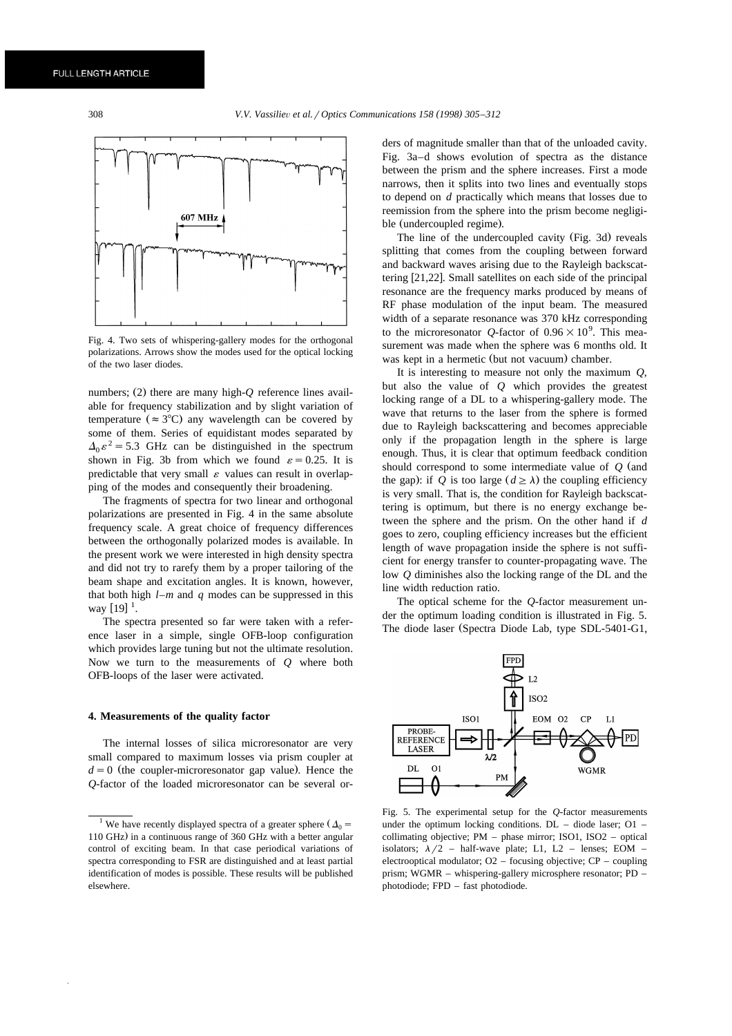Fig. 4. Two sets of whispering-gallery modes for the orthogonal polarizations. Arrows show the modes used for the optical locking of the two laser diodes.

numbers; (2) there are many high-$Q$ reference lines available for frequency stabilization and by slight variation of temperature ($\approx 3$°C) any wavelength can be covered by some of them. Series of equidistant modes separated by $\Delta_0 \varepsilon^2 = 5.3$ GHz can be distinguished in the spectrum shown in Fig. 3b from which we found $\varepsilon = 0.25$. It is predictable that very small $\varepsilon$ values can result in overlapping of the modes and consequently their broadening.

The fragments of spectra for two linear and orthogonal polarizations are presented in Fig. 4 in the same absolute frequency scale. A great choice of frequency differences between the orthogonally polarized modes is available. In the present work we were interested in high density spectra and did not try to rarefy them by a proper tailoring of the beam shape and excitation angles. It is known, however, that both high $l$–$m$ and $q$ modes can be suppressed in this way [19] [1].

The spectra presented so far were taken with a reference laser in a simple, single OFB-loop configuration which provides large tuning but not the ultimate resolution. Now we turn to the measurements of $Q$ where both OFB-loops of the laser were activated.

## 4. Measurements of the quality factor

The internal losses of silica microresonator are very small compared to maximum losses via prism coupler at $d = 0$ (the coupler-microresonator gap value). Hence the $Q$-factor of the loaded microresonator can be several orders of magnitude smaller than that of the unloaded cavity. Fig. 3a–d shows evolution of spectra as the distance between the prism and the sphere increases. First a mode narrows, then it splits into two lines and eventually stops to depend on $d$ practically which means that losses due to reemission from the sphere into the prism become negligible (undercoupled regime).

The line of the undercoupled cavity (Fig. 3d) reveals splitting that comes from the coupling between forward and backward waves arising due to the Rayleigh backscattering [21,22]. Small satellites on each side of the principal resonance are the frequency marks produced by means of RF phase modulation of the input beam. The measured width of a separate resonance was 370 kHz corresponding to the microresonator $Q$-factor of $0.96 \times 10^9$. This measurement was made when the sphere was 6 months old. It was kept in a hermetic (but not vacuum) chamber.

It is interesting to measure not only the maximum $Q$, but also the value of $Q$ which provides the greatest locking range of a DL to a whispering-gallery mode. The wave that returns to the laser from the sphere is formed due to Rayleigh backscattering and becomes appreciable only if the propagation length in the sphere is large enough. Thus, it is clear that optimum feedback condition should correspond to some intermediate value of $Q$ (and the gap): if $Q$ is too large ($d \geq \lambda$) the coupling efficiency is very small. That is, the condition for Rayleigh backscattering is optimum, but there is no energy exchange between the sphere and the prism. On the other hand if $d$ goes to zero, coupling efficiency increases but the efficient length of wave propagation inside the sphere is not sufficient for energy transfer to counter-propagating wave. The low $Q$ diminishes also the locking range of the DL and the line width reduction ratio.

The optical scheme for the $Q$-factor measurement under the optimum loading condition is illustrated in Fig. 5. The diode laser (Spectra Diode Lab, type SDL-5401-G1,

Fig. 5. The experimental setup for the $Q$-factor measurements under the optimum locking conditions. DL – diode laser; O1 – collimating objective; PM – phase mirror; ISO1, ISO2 – optical isolators; $\lambda/2$ – half-wave plate; L1, L2 – lenses; EOM – electrooptical modulator; O2 – focusing objective; CP – coupling prism; WGMR – whispering-gallery microsphere resonator; PD – photodiode; FPD – fast photodiode.

[1] We have recently displayed spectra of a greater sphere ($\Delta_0 =$ 110 GHz) in a continuous range of 360 GHz with a better angular control of exciting beam. In that case periodical variations of spectra corresponding to FSR are distinguished and at least partial identification of modes is possible. These results will be published elsewhere.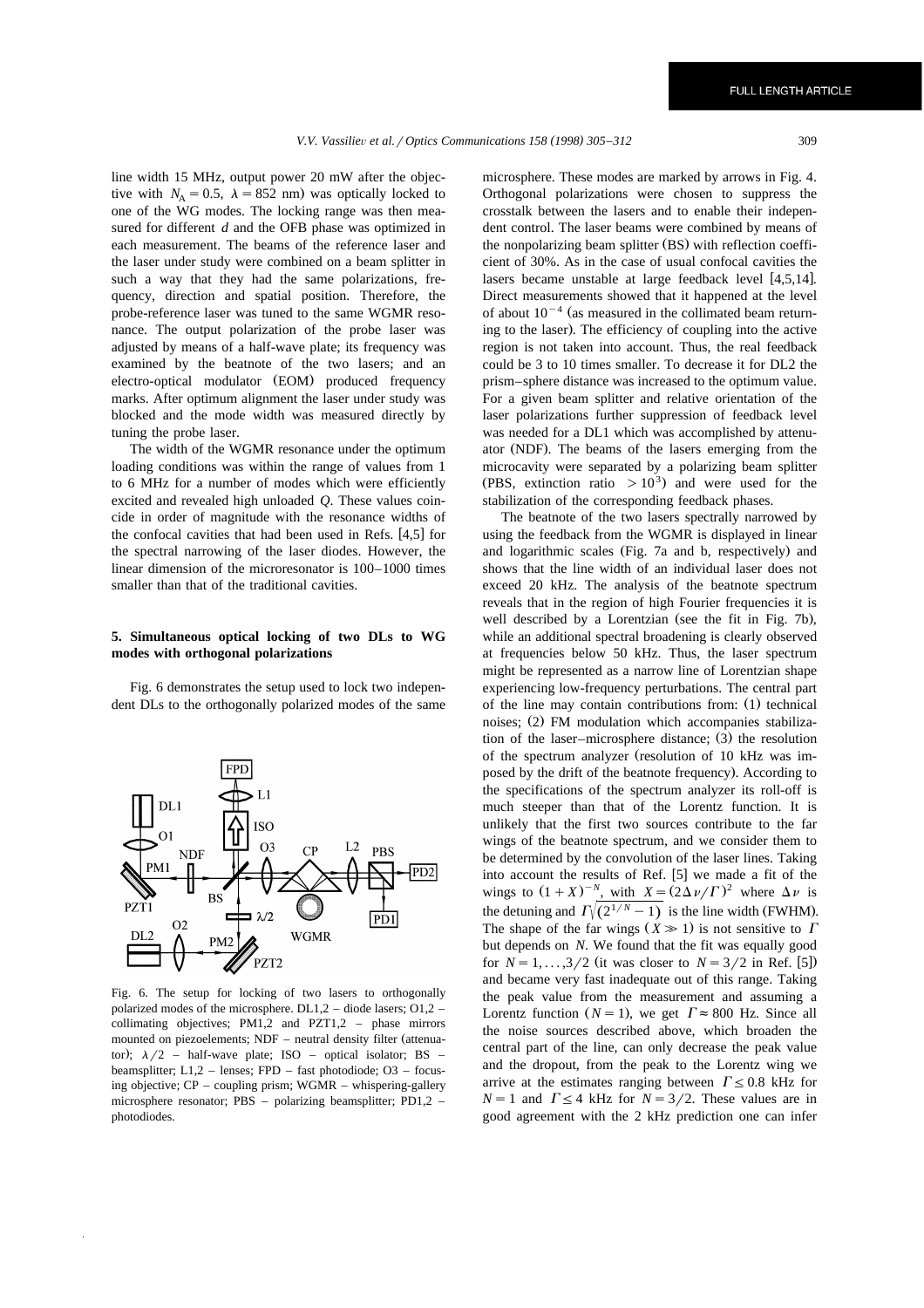line width 15 MHz, output power 20 mW after the objective with $N_A = 0.5$, $\lambda = 852$ nm) was optically locked to one of the WG modes. The locking range was then measured for different $d$ and the OFB phase was optimized in each measurement. The beams of the reference laser and the laser under study were combined on a beam splitter in such a way that they had the same polarizations, frequency, direction and spatial position. Then, the probe-reference laser was tuned to the same WGMR resonance. The output polarization of the probe laser was adjusted by means of a half-wave plate; its frequency was examined by the beatnote of the two lasers; and an electro-optical modulator (EOM) produced frequency marks. After optimum alignment the laser under study was blocked and the mode width was measured directly by tuning the probe laser.

The width of the WGMR resonance under the optimum loading conditions was within the range of values from 1 to 6 MHz for a number of modes which were efficiently excited and revealed high unloaded $Q$. These values coincide in order of magnitude with the resonance widths of the confocal cavities that had been used in Refs. [4,5] for the spectral narrowing of the laser diodes. However, the linear dimension of the microresonator is 100–1000 times smaller than that of the traditional cavities.

## 5. Simultaneous optical locking of two DLs to WG modes with orthogonal polarizations

Fig. 6 demonstrates the setup used to lock two independent DLs to the orthogonally polarized modes of the same microsphere. These modes are marked by arrows in Fig. 4. Orthogonal polarizations were chosen to suppress the crosstalk between the lasers and to enable their independent control. The laser beams were combined by means of the nonpolarizing beam splitter (BS) with reflection coefficient of 30%. As in the case of usual confocal cavities the lasers became unstable at large feedback level [4,5,14]. Direct measurements showed that it happened at the level of about $10^{-4}$ (as measured in the collimated beam returning to the laser). The efficiency of coupling into the active region is not taken into account. Thus, the real feedback could be 3 to 10 times smaller. To decrease it for DL2 the prism–sphere distance was increased to the optimum value. For a given beam splitter and relative orientation of the laser polarizations further suppression of feedback level was needed for a DL1 which was accomplished by attenuator (NDF). The beams of the lasers emerging from the microcavity were separated by a polarizing beam splitter (PBS, extinction ratio $> 10^3$) and were used for the stabilization of the corresponding feedback phases.

Fig. 6. The setup for locking of two lasers to orthogonally polarized modes of the microsphere. DL1,2 – diode lasers; O1,2 – collimating objectives; PM1,2 and PZT1,2 – phase mirrors mounted on piezoelements; NDF – neutral density filter (attenuator); $\lambda/2$ – half-wave plate; ISO – optical isolator; BS – beamsplitter; L1,2 – lenses; FPD – fast photodiode; O3 – focusing objective; CP – coupling prism; WGMR – whispering-gallery microsphere resonator; PBS – polarizing beamsplitter; PD1,2 – photodiodes.

The beatnote of the two lasers spectrally narrowed by using the feedback from the WGMR is displayed in linear and logarithmic scales (Fig. 7a and b, respectively) and shows that the line width of an individual laser does not exceed 20 kHz. The analysis of the beatnote spectrum reveals that in the region of high Fourier frequencies it is well described by a Lorentzian (see the fit in Fig. 7b), while an additional spectral broadening is clearly observed at frequencies below 50 kHz. Thus, the laser spectrum might be represented as a narrow line of Lorentzian shape experiencing low-frequency perturbations. The central part of the line may contain contributions from: (1) technical noises; (2) FM modulation which accompanies stabilization of the laser–microsphere distance; (3) the resolution of the spectrum analyzer (resolution of 10 kHz was imposed by the drift of the beatnote frequency). According to the specifications of the spectrum analyzer its roll-off is much steeper than that of the Lorentz function. It is unlikely that the first two sources contribute to the far wings of the beatnote spectrum, and we consider them to be determined by the convolution of the laser lines. Taking into account the results of Ref. [5] we made a fit of the wings to $(1+X)^{-N}$, with $X = (2\Delta\nu/\Gamma)^2$ where $\Delta\nu$ is the detuning and $\Gamma\sqrt{(2^{1/N}-1)}$ is the line width (FWHM). The shape of the far wings ($X \gg 1$) is not sensitive to $\Gamma$ but depends on $N$. We found that the fit was equally good for $N = 1,\ldots,3/2$ (it was closer to $N = 3/2$ in Ref. [5]) and became very fast inadequate out of this range. Taking the peak value from the measurement and assuming a Lorentz function ($N = 1$), we get $\Gamma \approx 800$ Hz. Since all the noise sources described above, which broaden the central part of the line, can only decrease the peak value and the dropout, from the peak to the Lorentz wing we arrive at the estimates ranging between $\Gamma \leq 0.8$ kHz for $N = 1$ and $\Gamma \leq 4$ kHz for $N = 3/2$. These values are in good agreement with the 2 kHz prediction one can infer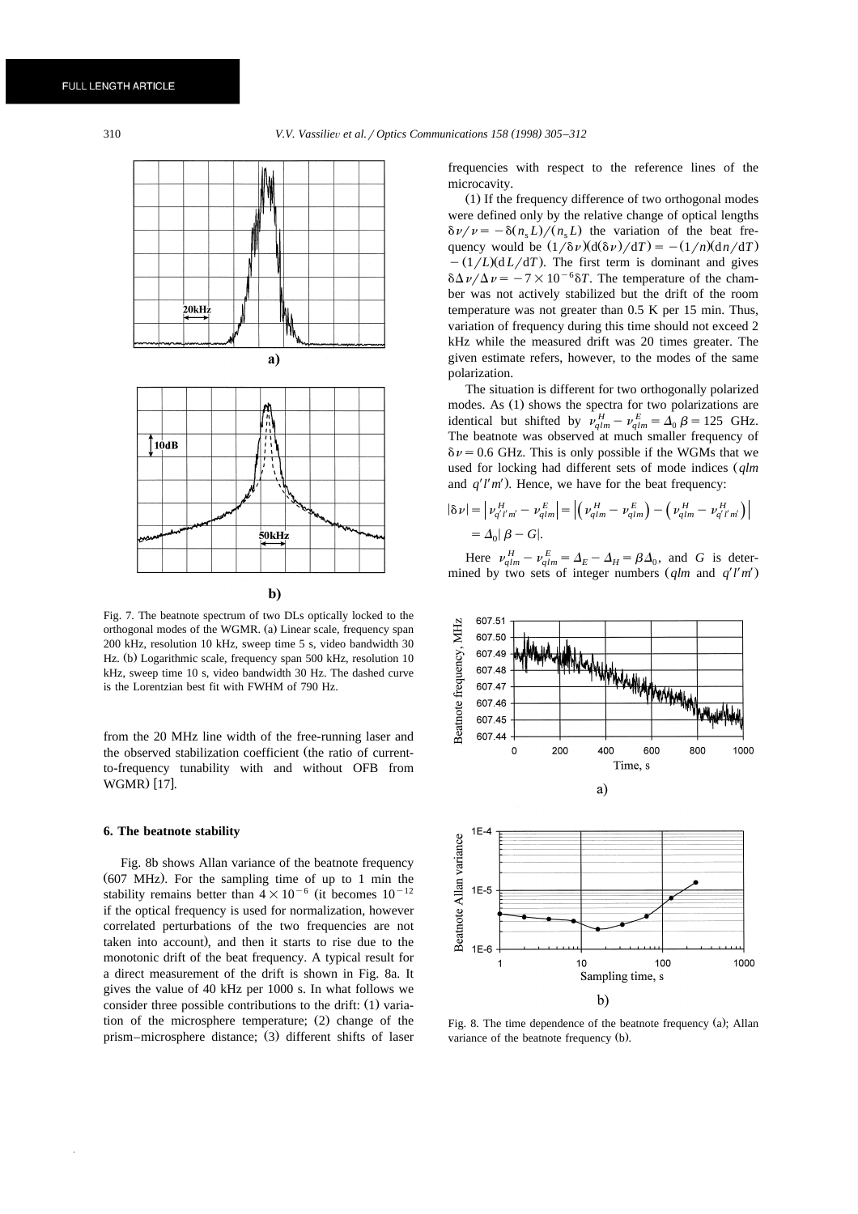FULL LENGTH ARTICLE

Fig. 7. The beatnote spectrum of two DLs optically locked to the orthogonal modes of the WGMR. (a) Linear scale, frequency span 200 kHz, resolution 10 kHz, sweep time 5 s, video bandwidth 30 Hz. (b) Logarithmic scale, frequency span 500 kHz, resolution 10 kHz, sweep time 10 s, video bandwidth 30 Hz. The dashed curve is the Lorentzian best fit with FWHM of 790 Hz.

from the 20 MHz line width of the free-running laser and the observed stabilization coefficient (the ratio of current-to-frequency tunability with and without OFB from WGMR) [17].

## 6. The beatnote stability

Fig. 8b shows Allan variance of the beatnote frequency (607 MHz). For the sampling time of up to 1 min the stability remains better than $4\times10^{-6}$ (it becomes $10^{-12}$ if the optical frequency is used for normalization, however correlated perturbations of the two frequencies are not taken into account), and then it starts to rise due to the monotonic drift of the beat frequency. A typical result for a direct measurement of the drift is shown in Fig. 8a. It gives the value of 40 kHz per 1000 s. In what follows we consider three possible contributions to the drift: (1) variation of the microsphere temperature; (2) change of the prism–microsphere distance; (3) different shifts of laser frequencies with respect to the reference lines of the microcavity.

(1) If the frequency difference of two orthogonal modes were defined only by the relative change of optical lengths $\delta\nu/\nu = -\delta(n_s L)/(n_s L)$ the variation of the beat frequency would be $(1/\delta\nu)(\mathrm{d}(\delta\nu)/\mathrm{d}T) = -(1/n)(\mathrm{d}n/\mathrm{d}T) - (1/L)(\mathrm{d}L/\mathrm{d}T)$. The first term is dominant and gives $\delta\Delta\nu/\Delta\nu = -7\times10^{-6}\delta T$. The temperature of the chamber was not actively stabilized but the drift of the room temperature was not greater than 0.5 K per 15 min. Thus, variation of frequency during this time should not exceed 2 kHz while the measured drift was 20 times greater. The given estimate refers, however, to the modes of the same polarization.

The situation is different for two orthogonally polarized modes. As (1) shows the spectra for two polarizations are identical but shifted by $\nu^H_{qlm} - \nu^E_{qlm} = \Delta_0\beta = 125$ GHz. The beatnote was observed at much smaller frequency of $\delta\nu = 0.6$ GHz. This is only possible if the WGMs that we used for locking had different sets of mode indices ($qlm$ and $q'l'm'$). Hence, we have for the beat frequency:

$$|\delta\nu| = \left|\nu^H_{q'l'm'} - \nu^E_{qlm}\right| = \left|\left(\nu^H_{qlm} - \nu^E_{qlm}\right) - \left(\nu^H_{qlm} - \nu^H_{q'l'm'}\right)\right| = \Delta_0|\beta - G|.$$

Here $\nu^H_{qlm} - \nu^E_{qlm} = \Delta_E - \Delta_H = \beta\Delta_0$, and $G$ is determined by two sets of integer numbers ($qlm$ and $q'l'm'$)

Fig. 8. The time dependence of the beatnote frequency (a); Allan variance of the beatnote frequency (b).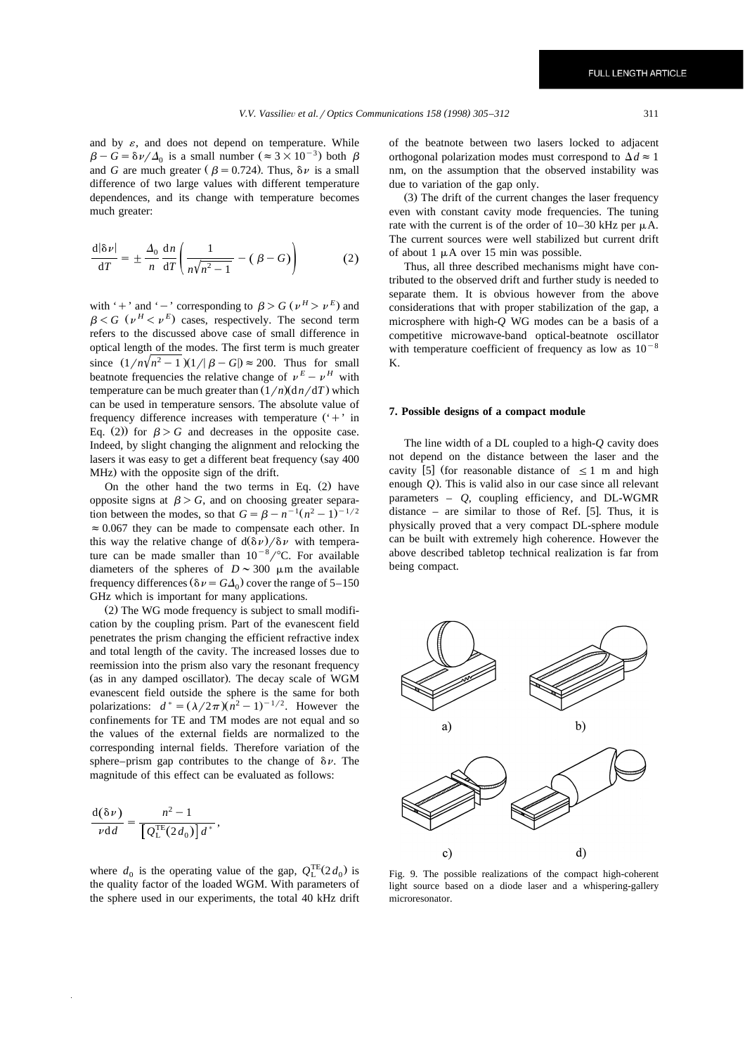and by $\varepsilon$, and does not depend on temperature. While $\beta - G = \delta\nu/\Delta_0$ is a small number ($\approx 3 \times 10^{-3}$) both $\beta$ and $G$ are much greater ($\beta = 0.724$). Thus, $\delta\nu$ is a small difference of two large values with different temperature dependences, and its change with temperature becomes much greater:

$$\frac{\mathrm{d}|\delta\nu|}{\mathrm{d}T} = \pm \frac{\Delta_0}{n}\frac{\mathrm{d}n}{\mathrm{d}T}\left(\frac{1}{n\sqrt{n^2-1}} - (\beta - G)\right) \qquad (2)$$

with '+' and '−' corresponding to $\beta > G$ ($\nu^H > \nu^E$) and $\beta < G$ ($\nu^H < \nu^E$) cases, respectively. The second term refers to the discussed above case of small difference in optical length of the modes. The first term is much greater since $(1/n\sqrt{n^2-1})(1/|\beta - G|) \approx 200$. Thus for small beatnote frequencies the relative change of $\nu^E - \nu^H$ with temperature can be much greater than $(1/n)(\mathrm{d}n/\mathrm{d}T)$ which can be used in temperature sensors. The absolute value of frequency difference increases with temperature ('+' in Eq. (2)) for $\beta > G$ and decreases in the opposite case. Indeed, by slight changing the alignment and relocking the lasers it was easy to get a different beat frequency (say 400 MHz) with the opposite sign of the drift.

On the other hand the two terms in Eq. (2) have opposite signs at $\beta > G$, and on choosing greater separation between the modes, so that $G = \beta - n^{-1}(n^2-1)^{-1/2} \approx 0.067$ they can be made to compensate each other. In this way the relative change of $\mathrm{d}(\delta\nu)/\delta\nu$ with temperature can be made smaller than $10^{-8}$/°C. For available diameters of the spheres of $D \sim 300$ μm the available frequency differences ($\delta\nu = G\Delta_0$) cover the range of 5–150 GHz which is important for many applications.

(2) The WG mode frequency is subject to small modification by the coupling prism. Part of the evanescent field penetrates the prism changing the efficient refractive index and total length of the cavity. The increased losses due to reemission into the prism also vary the resonant frequency (as in any damped oscillator). The decay scale of WGM evanescent field outside the sphere is the same for both polarizations: $d^* = (\lambda/2\pi)(n^2-1)^{-1/2}$. However the confinements for TE and TM modes are not equal and so the values of the external fields are normalized to the corresponding internal fields. Therefore variation of the sphere–prism gap contributes to the change of $\delta\nu$. The magnitude of this effect can be evaluated as follows:

$$\frac{\mathrm{d}(\delta\nu)}{\nu\,\mathrm{d}d} = \frac{n^2-1}{\left[Q_{\mathrm{L}}^{\mathrm{TE}}(2d_0)\right]d^*},$$

where $d_0$ is the operating value of the gap, $Q_{\mathrm{L}}^{\mathrm{TE}}(2d_0)$ is the quality factor of the loaded WGM. With parameters of the sphere used in our experiments, the total 40 kHz drift of the beatnote between two lasers locked to adjacent orthogonal polarization modes must correspond to $\Delta d \approx 1$ nm, on the assumption that the observed instability was due to variation of the gap only.

(3) The drift of the current changes the laser frequency even with constant cavity mode frequencies. The tuning rate with the current is of the order of 10–30 kHz per μA. The current sources were well stabilized but current drift of about 1 μA over 15 min was possible.

Thus, all three described mechanisms might have contributed to the observed drift and further study is needed to separate them. It is obvious however from the above considerations that with proper stabilization of the gap, a microsphere with high-$Q$ WG modes can be a basis of a competitive microwave-band optical-beatnote oscillator with temperature coefficient of frequency as low as $10^{-8}$ K.

## 7. Possible designs of a compact module

The line width of a DL coupled to a high-$Q$ cavity does not depend on the distance between the laser and the cavity [5] (for reasonable distance of $\leq 1$ m and high enough $Q$). This is valid also in our case since all relevant parameters – $Q$, coupling efficiency, and DL-WGMR distance – are similar to those of Ref. [5]. Thus, it is physically proved that a very compact DL-sphere module can be built with extremely high coherence. However the above described tabletop technical realization is far from being compact.

Fig. 9. The possible realizations of the compact high-coherent light source based on a diode laser and a whispering-gallery microresonator.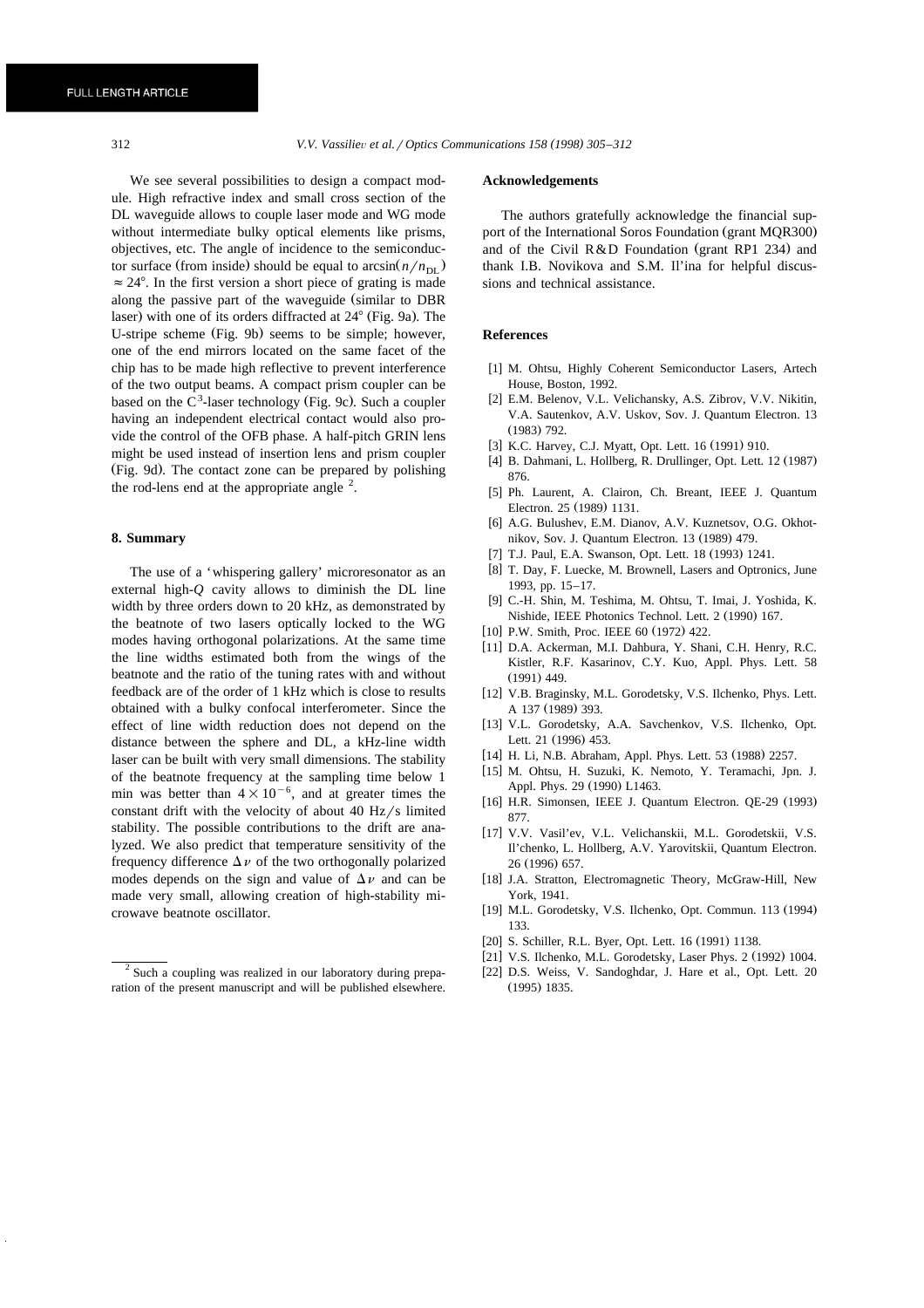We see several possibilities to design a compact module. High refractive index and small cross section of the DL waveguide allows to couple laser mode and WG mode without intermediate bulky optical elements like prisms, objectives, etc. The angle of incidence to the semiconductor surface (from inside) should be equal to $\arcsin(n/n_{DL}) \approx 24°$. In the first version a short piece of grating is made along the passive part of the waveguide (similar to DBR laser) with one of its orders diffracted at 24° (Fig. 9a). The U-stripe scheme (Fig. 9b) seems to be simple; however, one of the end mirrors located on the same facet of the chip has to be made high reflective to prevent interference of the two output beams. A compact prism coupler can be based on the $C^3$-laser technology (Fig. 9c). Such a coupler having an independent electrical contact would also provide the control of the OFB phase. A half-pitch GRIN lens might be used instead of insertion lens and prism coupler (Fig. 9d). The contact zone can be prepared by polishing the rod-lens end at the appropriate angle [2].

## 8. Summary

The use of a 'whispering gallery' microresonator as an external high-$Q$ cavity allows to diminish the DL line width by three orders down to 20 kHz, as demonstrated by the beatnote of two lasers optically locked to the WG modes having orthogonal polarizations. At the same time the line widths estimated both from the wings of the beatnote and the ratio of the tuning rates with and without feedback are of the order of 1 kHz which is close to results obtained with a bulky confocal interferometer. Since the effect of line width reduction does not depend on the distance between the sphere and DL, a kHz-line width laser can be built with very small dimensions. The stability of the beatnote frequency at the sampling time below 1 min was better than $4 \times 10^{-6}$, and at greater times the constant drift with the velocity of about 40 Hz/s limited stability. The possible contributions to the drift are analyzed. We also predict that temperature sensitivity of the frequency difference $\Delta\nu$ of the two orthogonally polarized modes depends on the sign and value of $\Delta\nu$ and can be made very small, allowing creation of high-stability microwave beatnote oscillator.

[2] Such a coupling was realized in our laboratory during preparation of the present manuscript and will be published elsewhere.

## Acknowledgements

The authors gratefully acknowledge the financial support of the International Soros Foundation (grant MQR300) and of the Civil R&D Foundation (grant RP1 234) and thank I.B. Novikova and S.M. Il'ina for helpful discussions and technical assistance.

## References

[1] M. Ohtsu, Highly Coherent Semiconductor Lasers, Artech House, Boston, 1992.

[2] E.M. Belenov, V.L. Velichansky, A.S. Zibrov, V.V. Nikitin, V.A. Sautenkov, A.V. Uskov, Sov. J. Quantum Electron. 13 (1983) 792.

[3] K.C. Harvey, C.J. Myatt, Opt. Lett. 16 (1991) 910.

[4] B. Dahmani, L. Hollberg, R. Drullinger, Opt. Lett. 12 (1987) 876.

[5] Ph. Laurent, A. Clairon, Ch. Breant, IEEE J. Quantum Electron. 25 (1989) 1131.

[6] A.G. Bulushev, E.M. Dianov, A.V. Kuznetsov, O.G. Okhotnikov, Sov. J. Quantum Electron. 13 (1989) 479.

[7] T.J. Paul, E.A. Swanson, Opt. Lett. 18 (1993) 1241.

[8] T. Day, F. Luecke, M. Brownell, Lasers and Optronics, June 1993, pp. 15–17.

[9] C.-H. Shin, M. Teshima, M. Ohtsu, T. Imai, J. Yoshida, K. Nishide, IEEE Photonics Technol. Lett. 2 (1990) 167.

[10] P.W. Smith, Proc. IEEE 60 (1972) 422.

[11] D.A. Ackerman, M.I. Dahbura, Y. Shani, C.H. Henry, R.C. Kistler, R.F. Kasarinov, C.Y. Kuo, Appl. Phys. Lett. 58 (1991) 449.

[12] V.B. Braginsky, M.L. Gorodetsky, V.S. Ilchenko, Phys. Lett. A 137 (1989) 393.

[13] V.L. Gorodetsky, A.A. Savchenkov, V.S. Ilchenko, Opt. Lett. 21 (1996) 453.

[14] H. Li, N.B. Abraham, Appl. Phys. Lett. 53 (1988) 2257.

[15] M. Ohtsu, H. Suzuki, K. Nemoto, Y. Teramachi, Jpn. J. Appl. Phys. 29 (1990) L1463.

[16] H.R. Simonsen, IEEE J. Quantum Electron. QE-29 (1993) 877.

[17] V.V. Vasil'ev, V.L. Velichanskii, M.L. Gorodetskii, V.S. Il'chenko, L. Hollberg, A.V. Yarovitskii, Quantum Electron. 26 (1996) 657.

[18] J.A. Stratton, Electromagnetic Theory, McGraw-Hill, New York, 1941.

[19] M.L. Gorodetsky, V.S. Ilchenko, Opt. Commun. 113 (1994) 133.

[20] S. Schiller, R.L. Byer, Opt. Lett. 16 (1991) 1138.

[21] V.S. Ilchenko, M.L. Gorodetsky, Laser Phys. 2 (1992) 1004.

[22] D.S. Weiss, V. Sandoghdar, J. Hare et al., Opt. Lett. 20 (1995) 1835.